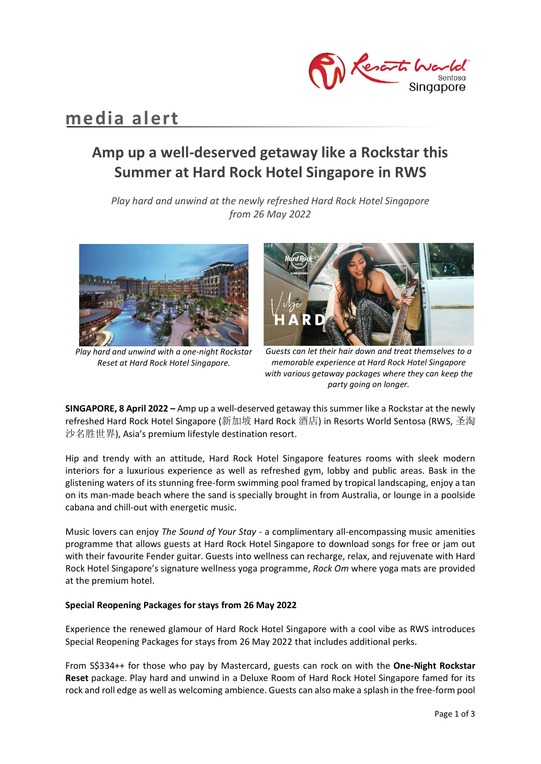media alert

# Amp up a well-deserved getaway like a Rockstar this Summer at Hard Rock Hotel Singapore in RWS

*Play hard and unwind at the newly refreshed Hard Rock Hotel Singapore from 26 May 2022*

*Play hard and unwind with a one-night Rockstar Reset at Hard Rock Hotel Singapore.*

*Guests can let their hair down and treat themselves to a memorable experience at Hard Rock Hotel Singapore with various getaway packages where they can keep the party going on longer.*

**SINGAPORE, 8 April 2022 –** Amp up a well-deserved getaway this summer like a Rockstar at the newly refreshed Hard Rock Hotel Singapore (新加坡 Hard Rock 酒店) in Resorts World Sentosa (RWS, 圣淘沙名胜世界), Asia's premium lifestyle destination resort.

Hip and trendy with an attitude, Hard Rock Hotel Singapore features rooms with sleek modern interiors for a luxurious experience as well as refreshed gym, lobby and public areas. Bask in the glistening waters of its stunning free-form swimming pool framed by tropical landscaping, enjoy a tan on its man-made beach where the sand is specially brought in from Australia, or lounge in a poolside cabana and chill-out with energetic music.

Music lovers can enjoy *The Sound of Your Stay* - a complimentary all-encompassing music amenities programme that allows guests at Hard Rock Hotel Singapore to download songs for free or jam out with their favourite Fender guitar. Guests into wellness can recharge, relax, and rejuvenate with Hard Rock Hotel Singapore's signature wellness yoga programme, *Rock Om* where yoga mats are provided at the premium hotel.

**Special Reopening Packages for stays from 26 May 2022**

Experience the renewed glamour of Hard Rock Hotel Singapore with a cool vibe as RWS introduces Special Reopening Packages for stays from 26 May 2022 that includes additional perks.

From S$334++ for those who pay by Mastercard, guests can rock on with the **One-Night Rockstar Reset** package. Play hard and unwind in a Deluxe Room of Hard Rock Hotel Singapore famed for its rock and roll edge as well as welcoming ambience. Guests can also make a splash in the free-form pool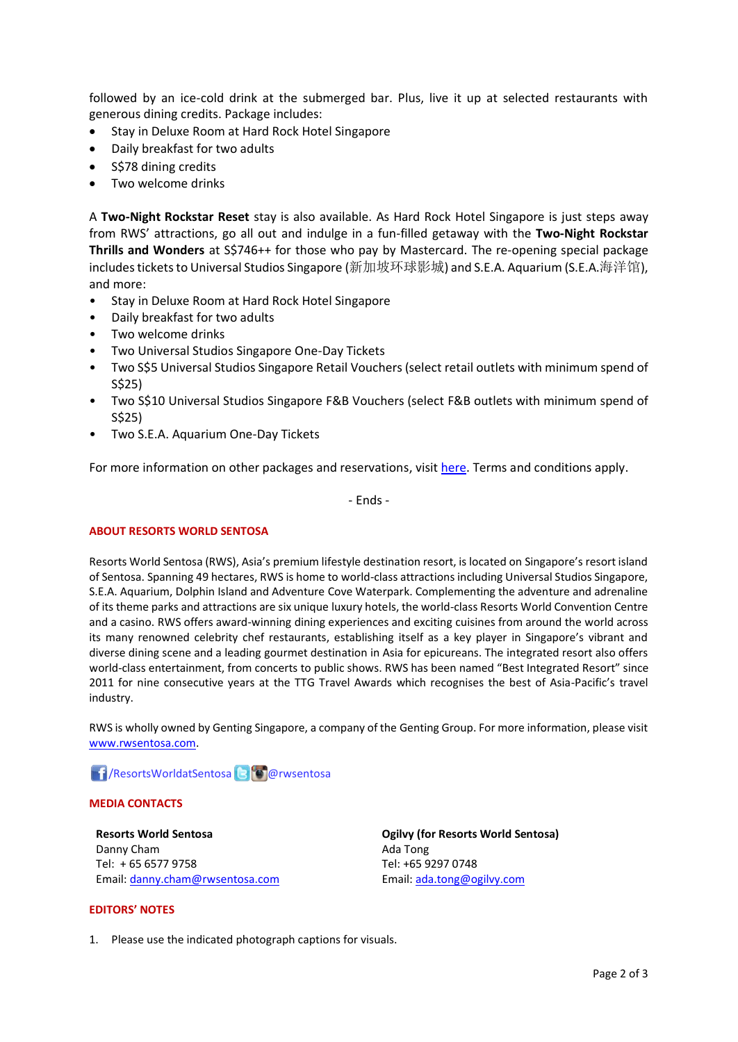followed by an ice-cold drink at the submerged bar. Plus, live it up at selected restaurants with generous dining credits. Package includes:

- Stay in Deluxe Room at Hard Rock Hotel Singapore
- Daily breakfast for two adults
- S$78 dining credits
- Two welcome drinks

A **Two-Night Rockstar Reset** stay is also available. As Hard Rock Hotel Singapore is just steps away from RWS' attractions, go all out and indulge in a fun-filled getaway with the **Two-Night Rockstar Thrills and Wonders** at S$746++ for those who pay by Mastercard. The re-opening special package includes tickets to Universal Studios Singapore (新加坡环球影城) and S.E.A. Aquarium (S.E.A.海洋馆), and more:

- Stay in Deluxe Room at Hard Rock Hotel Singapore
- Daily breakfast for two adults
- Two welcome drinks
- Two Universal Studios Singapore One-Day Tickets
- Two S$5 Universal Studios Singapore Retail Vouchers (select retail outlets with minimum spend of S$25)
- Two S$10 Universal Studios Singapore F&B Vouchers (select F&B outlets with minimum spend of S$25)
- Two S.E.A. Aquarium One-Day Tickets

For more information on other packages and reservations, visit here. Terms and conditions apply.

- Ends -

**ABOUT RESORTS WORLD SENTOSA**

Resorts World Sentosa (RWS), Asia's premium lifestyle destination resort, is located on Singapore's resort island of Sentosa. Spanning 49 hectares, RWS is home to world-class attractions including Universal Studios Singapore, S.E.A. Aquarium, Dolphin Island and Adventure Cove Waterpark. Complementing the adventure and adrenaline of its theme parks and attractions are six unique luxury hotels, the world-class Resorts World Convention Centre and a casino. RWS offers award-winning dining experiences and exciting cuisines from around the world across its many renowned celebrity chef restaurants, establishing itself as a key player in Singapore's vibrant and diverse dining scene and a leading gourmet destination in Asia for epicureans. The integrated resort also offers world-class entertainment, from concerts to public shows. RWS has been named "Best Integrated Resort" since 2011 for nine consecutive years at the TTG Travel Awards which recognises the best of Asia-Pacific's travel industry.

RWS is wholly owned by Genting Singapore, a company of the Genting Group. For more information, please visit www.rwsentosa.com.

/ResortsWorldatSentosa @rwsentosa

**MEDIA CONTACTS**

**Resorts World Sentosa**
Danny Cham
Tel: + 65 6577 9758
Email: danny.cham@rwsentosa.com

**Ogilvy (for Resorts World Sentosa)**
Ada Tong
Tel: +65 9297 0748
Email: ada.tong@ogilvy.com

**EDITORS' NOTES**

1. Please use the indicated photograph captions for visuals.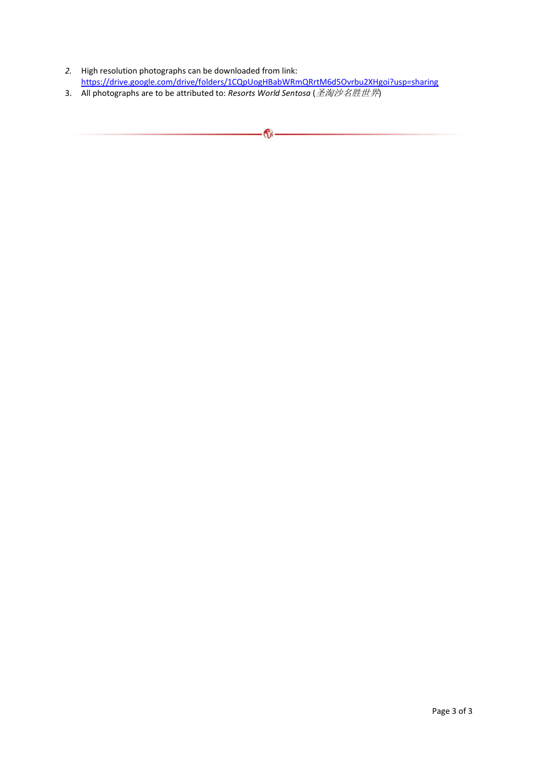2. High resolution photographs can be downloaded from link: https://drive.google.com/drive/folders/1CQpUogHBabWRmQRrtM6d5Ovrbu2XHgoi?usp=sharing
3. All photographs are to be attributed to: *Resorts World Sentosa* (*圣淘沙名胜世界*)